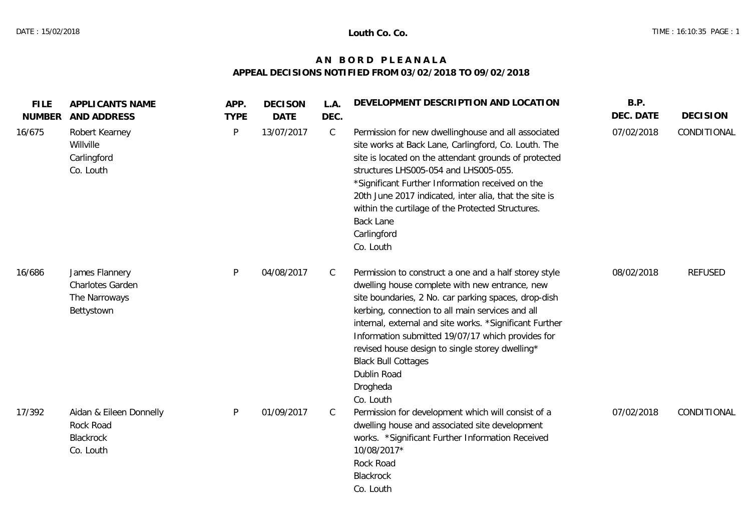# AN BORD PLEANALA

## APPEAL DECISIONS NOTIFIED FROM 03/02/2018 TO 09/02/2018

**Louth Co. Co.**

| FILE NUMBER | APPLICANTS NAME AND ADDRESS | APP. TYPE | DECISON DATE | L.A. DEC. | DEVELOPMENT DESCRIPTION AND LOCATION | B.P. DEC. DATE | DECISION |
|---|---|---|---|---|---|---|---|
| 16/675 | Robert Kearney<br>Willville<br>Carlingford<br>Co. Louth | P | 13/07/2017 | C | Permission for new dwellinghouse and all associated site works at Back Lane, Carlingford, Co. Louth. The site is located on the attendant grounds of protected structures LHS005-054 and LHS005-055. *Significant Further Information received on the 20th June 2017 indicated, inter alia, that the site is within the curtilage of the Protected Structures.<br>Back Lane<br>Carlingford<br>Co. Louth | 07/02/2018 | CONDITIONAL |
| 16/686 | James Flannery<br>Charlotes Garden<br>The Narroways<br>Bettystown | P | 04/08/2017 | C | Permission to construct a one and a half storey style dwelling house complete with new entrance, new site boundaries, 2 No. car parking spaces, drop-dish kerbing, connection to all main services and all internal, external and site works. *Significant Further Information submitted 19/07/17 which provides for revised house design to single storey dwelling*<br>Black Bull Cottages<br>Dublin Road<br>Drogheda<br>Co. Louth | 08/02/2018 | REFUSED |
| 17/392 | Aidan & Eileen Donnelly<br>Rock Road<br>Blackrock<br>Co. Louth | P | 01/09/2017 | C | Permission for development which will consist of a dwelling house and associated site development works. *Significant Further Information Received 10/08/2017*<br>Rock Road<br>Blackrock<br>Co. Louth | 07/02/2018 | CONDITIONAL |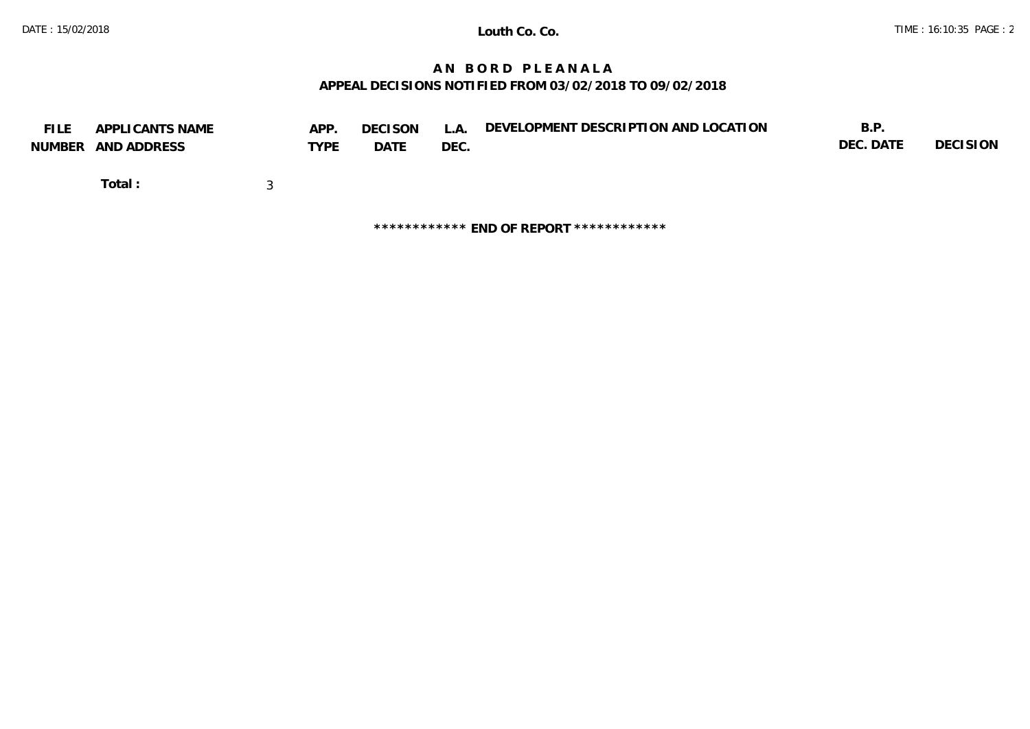# AN BORD PLEANALA

## APPEAL DECISIONS NOTIFIED FROM 03/02/2018 TO 09/02/2018

| FILE NUMBER | APPLICANTS NAME AND ADDRESS | APP. TYPE | DECISON DATE | L.A. DEC. | DEVELOPMENT DESCRIPTION AND LOCATION | B.P. DEC. DATE | DECISION |
|---|---|---|---|---|---|---|---|

**Total :** 3

************ **END OF REPORT** ************